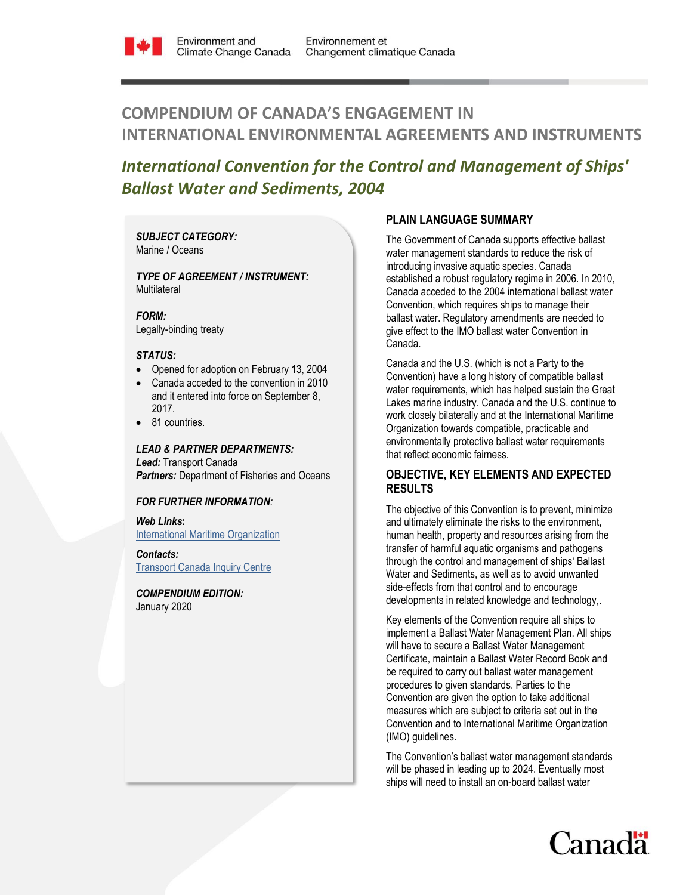# COMPENDIUM OF CANADA'S ENGAGEMENT IN INTERNATIONAL ENVIRONMENTAL AGREEMENTS AND INSTRUMENTS

## *International Convention for the Control and Management of Ships' Ballast Water and Sediments, 2004*

***SUBJECT CATEGORY:***
Marine / Oceans

***TYPE OF AGREEMENT / INSTRUMENT:***
Multilateral

***FORM:***
Legally-binding treaty

***STATUS:***

- Opened for adoption on February 13, 2004
- Canada acceded to the convention in 2010 and it entered into force on September 8, 2017.
- 81 countries.

***LEAD & PARTNER DEPARTMENTS:***
***Lead:*** Transport Canada
***Partners:*** Department of Fisheries and Oceans

***FOR FURTHER INFORMATION:***

**Web Links:**
International Maritime Organization

***Contacts:***
Transport Canada Inquiry Centre

***COMPENDIUM EDITION:***
January 2020

### PLAIN LANGUAGE SUMMARY

The Government of Canada supports effective ballast water management standards to reduce the risk of introducing invasive aquatic species. Canada established a robust regulatory regime in 2006. In 2010, Canada acceded to the 2004 international ballast water Convention, which requires ships to manage their ballast water. Regulatory amendments are needed to give effect to the IMO ballast water Convention in Canada.

Canada and the U.S. (which is not a Party to the Convention) have a long history of compatible ballast water requirements, which has helped sustain the Great Lakes marine industry. Canada and the U.S. continue to work closely bilaterally and at the International Maritime Organization towards compatible, practicable and environmentally protective ballast water requirements that reflect economic fairness.

### OBJECTIVE, KEY ELEMENTS AND EXPECTED RESULTS

The objective of this Convention is to prevent, minimize and ultimately eliminate the risks to the environment, human health, property and resources arising from the transfer of harmful aquatic organisms and pathogens through the control and management of ships' Ballast Water and Sediments, as well as to avoid unwanted side-effects from that control and to encourage developments in related knowledge and technology,.

Key elements of the Convention require all ships to implement a Ballast Water Management Plan. All ships will have to secure a Ballast Water Management Certificate, maintain a Ballast Water Record Book and be required to carry out ballast water management procedures to given standards. Parties to the Convention are given the option to take additional measures which are subject to criteria set out in the Convention and to International Maritime Organization (IMO) guidelines.

The Convention's ballast water management standards will be phased in leading up to 2024. Eventually most ships will need to install an on-board ballast water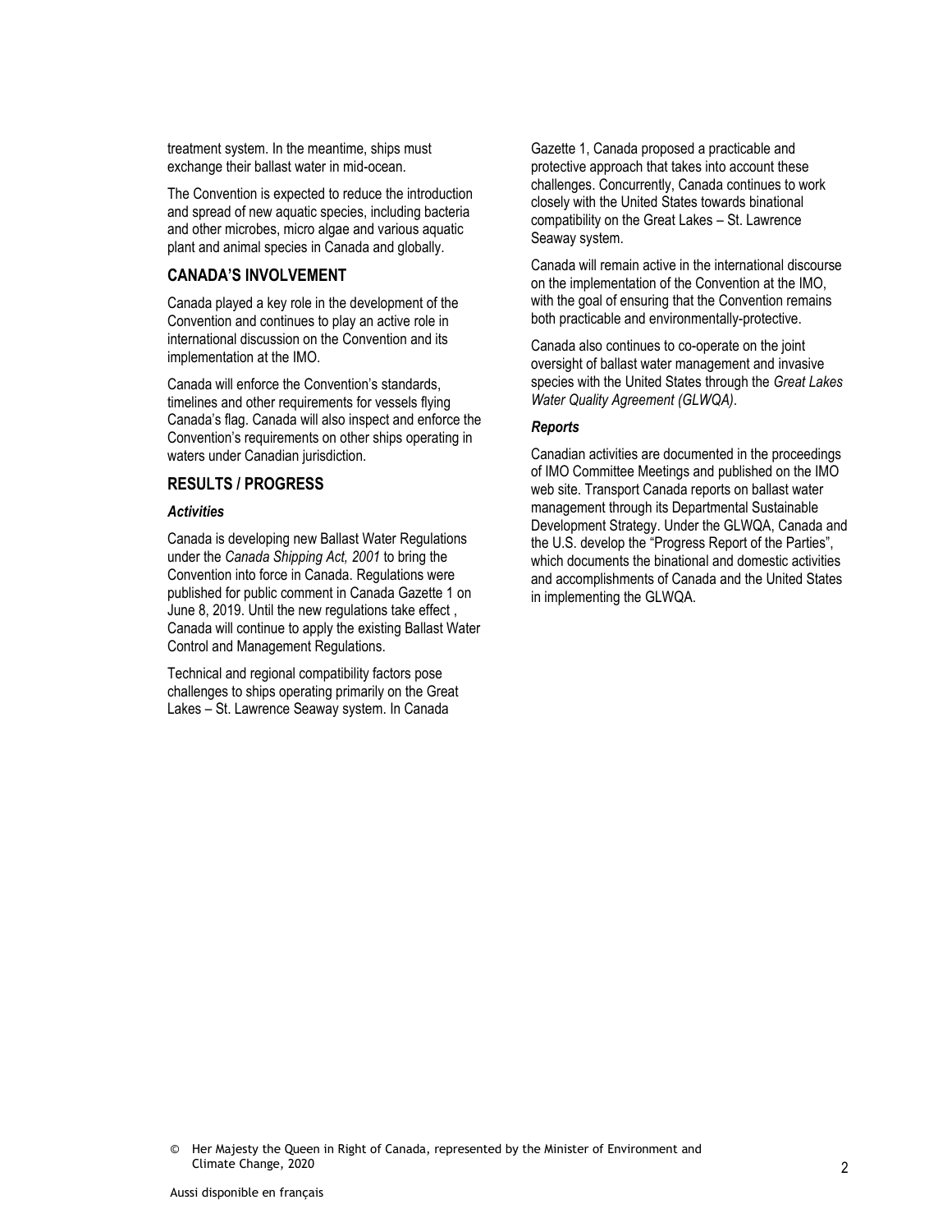treatment system. In the meantime, ships must exchange their ballast water in mid-ocean.

The Convention is expected to reduce the introduction and spread of new aquatic species, including bacteria and other microbes, micro algae and various aquatic plant and animal species in Canada and globally.

## CANADA'S INVOLVEMENT

Canada played a key role in the development of the Convention and continues to play an active role in international discussion on the Convention and its implementation at the IMO.

Canada will enforce the Convention's standards, timelines and other requirements for vessels flying Canada's flag. Canada will also inspect and enforce the Convention's requirements on other ships operating in waters under Canadian jurisdiction.

## RESULTS / PROGRESS

### *Activities*

Canada is developing new Ballast Water Regulations under the *Canada Shipping Act, 2001* to bring the Convention into force in Canada. Regulations were published for public comment in Canada Gazette 1 on June 8, 2019. Until the new regulations take effect , Canada will continue to apply the existing Ballast Water Control and Management Regulations.

Technical and regional compatibility factors pose challenges to ships operating primarily on the Great Lakes – St. Lawrence Seaway system. In Canada Gazette 1, Canada proposed a practicable and protective approach that takes into account these challenges. Concurrently, Canada continues to work closely with the United States towards binational compatibility on the Great Lakes – St. Lawrence Seaway system.

Canada will remain active in the international discourse on the implementation of the Convention at the IMO, with the goal of ensuring that the Convention remains both practicable and environmentally-protective.

Canada also continues to co-operate on the joint oversight of ballast water management and invasive species with the United States through the *Great Lakes Water Quality Agreement (GLWQA)*.

### *Reports*

Canadian activities are documented in the proceedings of IMO Committee Meetings and published on the IMO web site. Transport Canada reports on ballast water management through its Departmental Sustainable Development Strategy. Under the GLWQA, Canada and the U.S. develop the "Progress Report of the Parties", which documents the binational and domestic activities and accomplishments of Canada and the United States in implementing the GLWQA.

© Her Majesty the Queen in Right of Canada, represented by the Minister of Environment and Climate Change, 2020

Aussi disponible en français